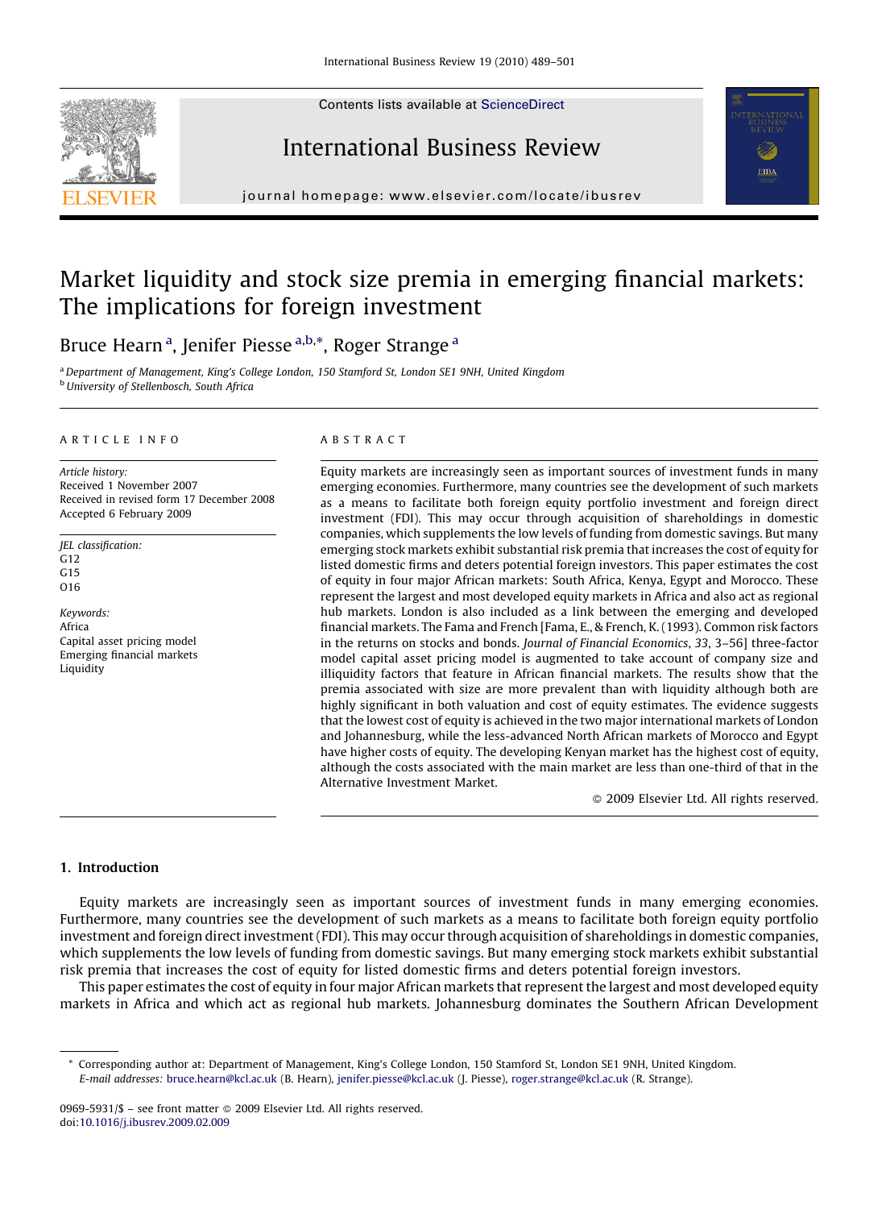# Market liquidity and stock size premia in emerging financial markets: The implications for foreign investment

Bruce Hearn [a], Jenifer Piesse [a,b,*], Roger Strange [a]

[a] Department of Management, King's College London, 150 Stamford St, London SE1 9NH, United Kingdom
[b] University of Stellenbosch, South Africa

## ARTICLE INFO

*Article history:*
Received 1 November 2007
Received in revised form 17 December 2008
Accepted 6 February 2009

*JEL classification:*
G12
G15
O16

*Keywords:*
Africa
Capital asset pricing model
Emerging financial markets
Liquidity

## ABSTRACT

Equity markets are increasingly seen as important sources of investment funds in many emerging economies. Furthermore, many countries see the development of such markets as a means to facilitate both foreign equity portfolio investment and foreign direct investment (FDI). This may occur through acquisition of shareholdings in domestic companies, which supplements the low levels of funding from domestic savings. But many emerging stock markets exhibit substantial risk premia that increases the cost of equity for listed domestic firms and deters potential foreign investors. This paper estimates the cost of equity in four major African markets: South Africa, Kenya, Egypt and Morocco. These represent the largest and most developed equity markets in Africa and also act as regional hub markets. London is also included as a link between the emerging and developed financial markets. The Fama and French [Fama, E., & French, K. (1993). Common risk factors in the returns on stocks and bonds. *Journal of Financial Economics*, 33, 3–56] three-factor model capital asset pricing model is augmented to take account of company size and illiquidity factors that feature in African financial markets. The results show that the premia associated with size are more prevalent than with liquidity although both are highly significant in both valuation and cost of equity estimates. The evidence suggests that the lowest cost of equity is achieved in the two major international markets of London and Johannesburg, while the less-advanced North African markets of Morocco and Egypt have higher costs of equity. The developing Kenyan market has the highest cost of equity, although the costs associated with the main market are less than one-third of that in the Alternative Investment Market.

© 2009 Elsevier Ltd. All rights reserved.

## 1. Introduction

Equity markets are increasingly seen as important sources of investment funds in many emerging economies. Furthermore, many countries see the development of such markets as a means to facilitate both foreign equity portfolio investment and foreign direct investment (FDI). This may occur through acquisition of shareholdings in domestic companies, which supplements the low levels of funding from domestic savings. But many emerging stock markets exhibit substantial risk premia that increases the cost of equity for listed domestic firms and deters potential foreign investors.

This paper estimates the cost of equity in four major African markets that represent the largest and most developed equity markets in Africa and which act as regional hub markets. Johannesburg dominates the Southern African Development

---

* Corresponding author at: Department of Management, King's College London, 150 Stamford St, London SE1 9NH, United Kingdom.
E-mail addresses: bruce.hearn@kcl.ac.uk (B. Hearn), jenifer.piesse@kcl.ac.uk (J. Piesse), roger.strange@kcl.ac.uk (R. Strange).

0969-5931/$ – see front matter © 2009 Elsevier Ltd. All rights reserved.
doi:10.1016/j.ibusrev.2009.02.009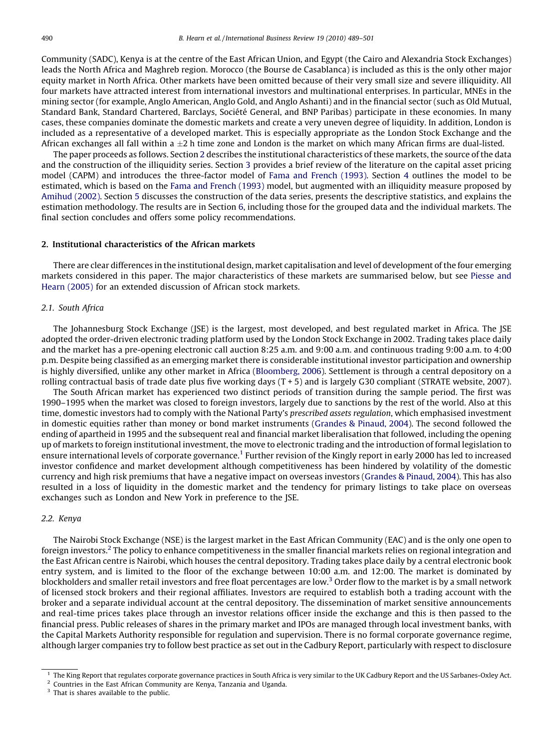Community (SADC), Kenya is at the centre of the East African Union, and Egypt (the Cairo and Alexandria Stock Exchanges) leads the North Africa and Maghreb region. Morocco (the Bourse de Casablanca) is included as this is the only other major equity market in North Africa. Other markets have been omitted because of their very small size and severe illiquidity. All four markets have attracted interest from international investors and multinational enterprises. In particular, MNEs in the mining sector (for example, Anglo American, Anglo Gold, and Anglo Ashanti) and in the financial sector (such as Old Mutual, Standard Bank, Standard Chartered, Barclays, Société General, and BNP Paribas) participate in these economies. In many cases, these companies dominate the domestic markets and create a very uneven degree of liquidity. In addition, London is included as a representative of a developed market. This is especially appropriate as the London Stock Exchange and the African exchanges all fall within a $\pm 2$ h time zone and London is the market on which many African firms are dual-listed.

The paper proceeds as follows. Section 2 describes the institutional characteristics of these markets, the source of the data and the construction of the illiquidity series. Section 3 provides a brief review of the literature on the capital asset pricing model (CAPM) and introduces the three-factor model of Fama and French (1993). Section 4 outlines the model to be estimated, which is based on the Fama and French (1993) model, but augmented with an illiquidity measure proposed by Amihud (2002). Section 5 discusses the construction of the data series, presents the descriptive statistics, and explains the estimation methodology. The results are in Section 6, including those for the grouped data and the individual markets. The final section concludes and offers some policy recommendations.

## 2. Institutional characteristics of the African markets

There are clear differences in the institutional design, market capitalisation and level of development of the four emerging markets considered in this paper. The major characteristics of these markets are summarised below, but see Piesse and Hearn (2005) for an extended discussion of African stock markets.

### 2.1. South Africa

The Johannesburg Stock Exchange (JSE) is the largest, most developed, and best regulated market in Africa. The JSE adopted the order-driven electronic trading platform used by the London Stock Exchange in 2002. Trading takes place daily and the market has a pre-opening electronic call auction 8:25 a.m. and 9:00 a.m. and continuous trading 9:00 a.m. to 4:00 p.m. Despite being classified as an emerging market there is considerable institutional investor participation and ownership is highly diversified, unlike any other market in Africa (Bloomberg, 2006). Settlement is through a central depository on a rolling contractual basis of trade date plus five working days (T + 5) and is largely G30 compliant (STRATE website, 2007).

The South African market has experienced two distinct periods of transition during the sample period. The first was 1990–1995 when the market was closed to foreign investors, largely due to sanctions by the rest of the world. Also at this time, domestic investors had to comply with the National Party's *prescribed assets regulation*, which emphasised investment in domestic equities rather than money or bond market instruments (Grandes & Pinaud, 2004). The second followed the ending of apartheid in 1995 and the subsequent real and financial market liberalisation that followed, including the opening up of markets to foreign institutional investment, the move to electronic trading and the introduction of formal legislation to ensure international levels of corporate governance.[1] Further revision of the Kingly report in early 2000 has led to increased investor confidence and market development although competitiveness has been hindered by volatility of the domestic currency and high risk premiums that have a negative impact on overseas investors (Grandes & Pinaud, 2004). This has also resulted in a loss of liquidity in the domestic market and the tendency for primary listings to take place on overseas exchanges such as London and New York in preference to the JSE.

### 2.2. Kenya

The Nairobi Stock Exchange (NSE) is the largest market in the East African Community (EAC) and is the only one open to foreign investors.[2] The policy to enhance competitiveness in the smaller financial markets relies on regional integration and the East African centre is Nairobi, which houses the central depository. Trading takes place daily by a central electronic book entry system, and is limited to the floor of the exchange between 10:00 a.m. and 12:00. The market is dominated by blockholders and smaller retail investors and free float percentages are low.[3] Order flow to the market is by a small network of licensed stock brokers and their regional affiliates. Investors are required to establish both a trading account with the broker and a separate individual account at the central depository. The dissemination of market sensitive announcements and real-time prices takes place through an investor relations officer inside the exchange and this is then passed to the financial press. Public releases of shares in the primary market and IPOs are managed through local investment banks, with the Capital Markets Authority responsible for regulation and supervision. There is no formal corporate governance regime, although larger companies try to follow best practice as set out in the Cadbury Report, particularly with respect to disclosure

---

[1] The King Report that regulates corporate governance practices in South Africa is very similar to the UK Cadbury Report and the US Sarbanes-Oxley Act.

[2] Countries in the East African Community are Kenya, Tanzania and Uganda.

[3] That is shares available to the public.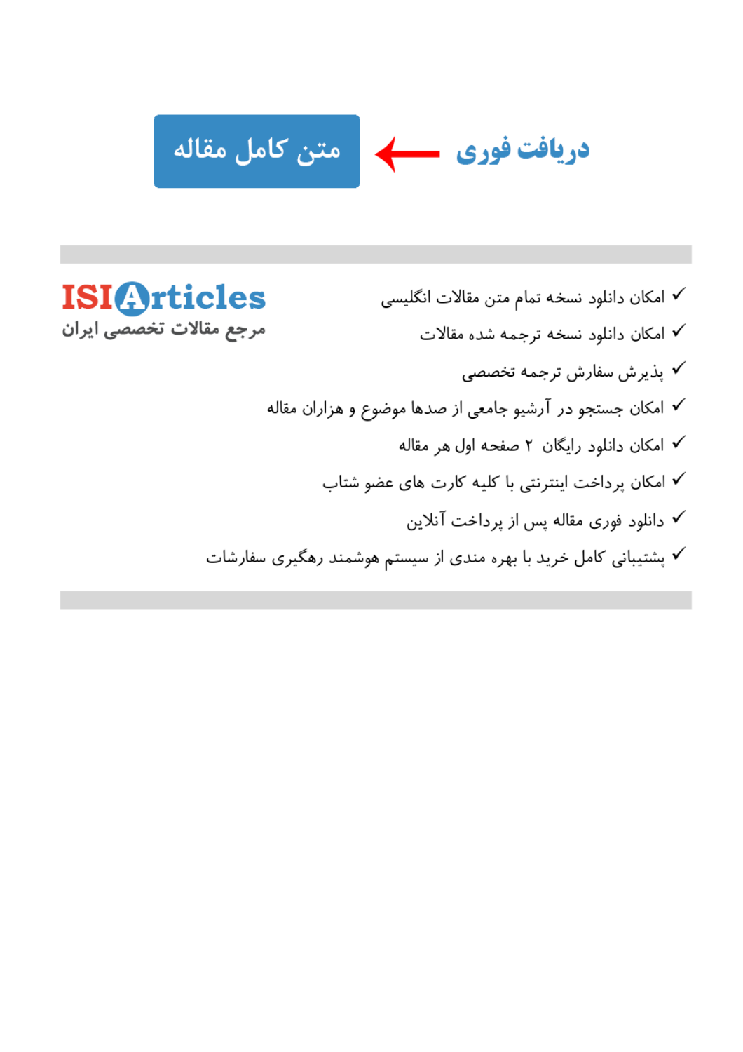دریافت فوری ← متن کامل مقاله

**ISIArticles**
مرجع مقالات تخصصی ایران

- ✓ امکان دانلود نسخه تمام متن مقالات انگلیسی
- ✓ امکان دانلود نسخه ترجمه شده مقالات
- ✓ پذیرش سفارش ترجمه تخصصی
- ✓ امکان جستجو در آرشیو جامعی از صدها موضوع و هزاران مقاله
- ✓ امکان دانلود رایگان ۲ صفحه اول هر مقاله
- ✓ امکان پرداخت اینترنتی با کلیه کارت های عضو شتاب
- ✓ دانلود فوری مقاله پس از پرداخت آنلاین
- ✓ پشتیبانی کامل خرید با بهره مندی از سیستم هوشمند رهگیری سفارشات